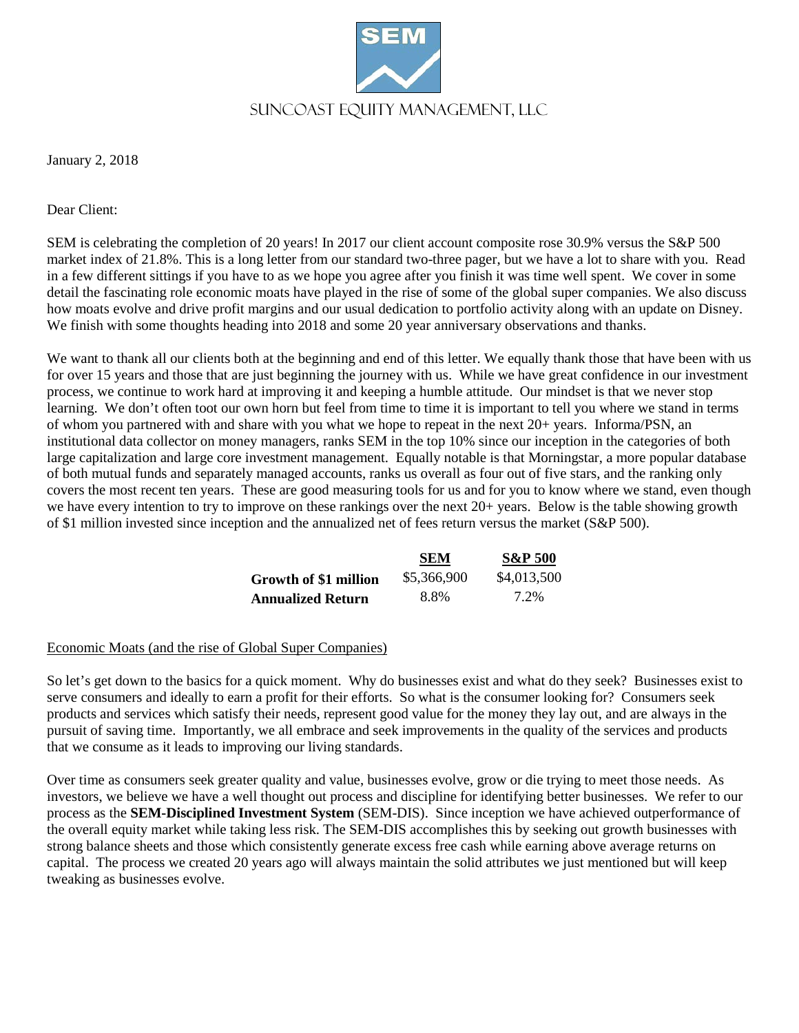# SUNCOAST EQUITY MANAGEMENT, LLC

January 2, 2018

Dear Client:

SEM is celebrating the completion of 20 years! In 2017 our client account composite rose 30.9% versus the S&P 500 market index of 21.8%. This is a long letter from our standard two-three pager, but we have a lot to share with you. Read in a few different sittings if you have to as we hope you agree after you finish it was time well spent. We cover in some detail the fascinating role economic moats have played in the rise of some of the global super companies. We also discuss how moats evolve and drive profit margins and our usual dedication to portfolio activity along with an update on Disney. We finish with some thoughts heading into 2018 and some 20 year anniversary observations and thanks.

We want to thank all our clients both at the beginning and end of this letter. We equally thank those that have been with us for over 15 years and those that are just beginning the journey with us. While we have great confidence in our investment process, we continue to work hard at improving it and keeping a humble attitude. Our mindset is that we never stop learning. We don't often toot our own horn but feel from time to time it is important to tell you where we stand in terms of whom you partnered with and share with you what we hope to repeat in the next 20+ years. Informa/PSN, an institutional data collector on money managers, ranks SEM in the top 10% since our inception in the categories of both large capitalization and large core investment management. Equally notable is that Morningstar, a more popular database of both mutual funds and separately managed accounts, ranks us overall as four out of five stars, and the ranking only covers the most recent ten years. These are good measuring tools for us and for you to know where we stand, even though we have every intention to try to improve on these rankings over the next 20+ years. Below is the table showing growth of $1 million invested since inception and the annualized net of fees return versus the market (S&P 500).

| | SEM | S&P 500 |
|---|---|---|
| **Growth of $1 million** | $5,366,900 | $4,013,500 |
| **Annualized Return** | 8.8% | 7.2% |

## Economic Moats (and the rise of Global Super Companies)

So let's get down to the basics for a quick moment. Why do businesses exist and what do they seek? Businesses exist to serve consumers and ideally to earn a profit for their efforts. So what is the consumer looking for? Consumers seek products and services which satisfy their needs, represent good value for the money they lay out, and are always in the pursuit of saving time. Importantly, we all embrace and seek improvements in the quality of the services and products that we consume as it leads to improving our living standards.

Over time as consumers seek greater quality and value, businesses evolve, grow or die trying to meet those needs. As investors, we believe we have a well thought out process and discipline for identifying better businesses. We refer to our process as the **SEM-Disciplined Investment System** (SEM-DIS). Since inception we have achieved outperformance of the overall equity market while taking less risk. The SEM-DIS accomplishes this by seeking out growth businesses with strong balance sheets and those which consistently generate excess free cash while earning above average returns on capital. The process we created 20 years ago will always maintain the solid attributes we just mentioned but will keep tweaking as businesses evolve.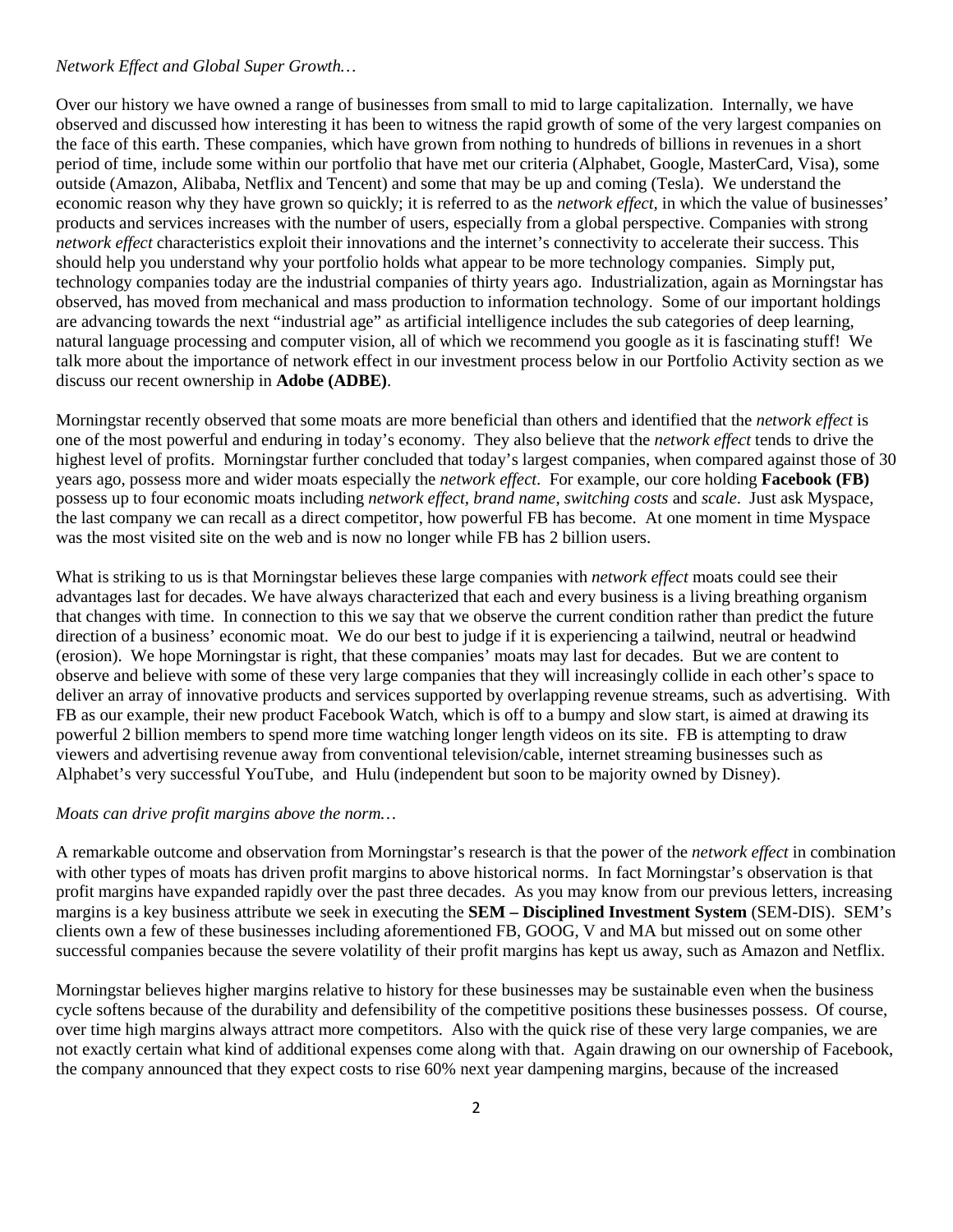*Network Effect and Global Super Growth…*

Over our history we have owned a range of businesses from small to mid to large capitalization. Internally, we have observed and discussed how interesting it has been to witness the rapid growth of some of the very largest companies on the face of this earth. These companies, which have grown from nothing to hundreds of billions in revenues in a short period of time, include some within our portfolio that have met our criteria (Alphabet, Google, MasterCard, Visa), some outside (Amazon, Alibaba, Netflix and Tencent) and some that may be up and coming (Tesla). We understand the economic reason why they have grown so quickly; it is referred to as the *network effect*, in which the value of businesses' products and services increases with the number of users, especially from a global perspective. Companies with strong *network effect* characteristics exploit their innovations and the internet's connectivity to accelerate their success. This should help you understand why your portfolio holds what appear to be more technology companies. Simply put, technology companies today are the industrial companies of thirty years ago. Industrialization, again as Morningstar has observed, has moved from mechanical and mass production to information technology. Some of our important holdings are advancing towards the next "industrial age" as artificial intelligence includes the sub categories of deep learning, natural language processing and computer vision, all of which we recommend you google as it is fascinating stuff! We talk more about the importance of network effect in our investment process below in our Portfolio Activity section as we discuss our recent ownership in **Adobe (ADBE)**.

Morningstar recently observed that some moats are more beneficial than others and identified that the *network effect* is one of the most powerful and enduring in today's economy. They also believe that the *network effect* tends to drive the highest level of profits. Morningstar further concluded that today's largest companies, when compared against those of 30 years ago, possess more and wider moats especially the *network effect*. For example, our core holding **Facebook (FB)** possess up to four economic moats including *network effect*, *brand name*, *switching costs* and *scale*. Just ask Myspace, the last company we can recall as a direct competitor, how powerful FB has become. At one moment in time Myspace was the most visited site on the web and is now no longer while FB has 2 billion users.

What is striking to us is that Morningstar believes these large companies with *network effect* moats could see their advantages last for decades. We have always characterized that each and every business is a living breathing organism that changes with time. In connection to this we say that we observe the current condition rather than predict the future direction of a business' economic moat. We do our best to judge if it is experiencing a tailwind, neutral or headwind (erosion). We hope Morningstar is right, that these companies' moats may last for decades. But we are content to observe and believe with some of these very large companies that they will increasingly collide in each other's space to deliver an array of innovative products and services supported by overlapping revenue streams, such as advertising. With FB as our example, their new product Facebook Watch, which is off to a bumpy and slow start, is aimed at drawing its powerful 2 billion members to spend more time watching longer length videos on its site. FB is attempting to draw viewers and advertising revenue away from conventional television/cable, internet streaming businesses such as Alphabet's very successful YouTube, and Hulu (independent but soon to be majority owned by Disney).

*Moats can drive profit margins above the norm…*

A remarkable outcome and observation from Morningstar's research is that the power of the *network effect* in combination with other types of moats has driven profit margins to above historical norms. In fact Morningstar's observation is that profit margins have expanded rapidly over the past three decades. As you may know from our previous letters, increasing margins is a key business attribute we seek in executing the **SEM – Disciplined Investment System** (SEM-DIS). SEM's clients own a few of these businesses including aforementioned FB, GOOG, V and MA but missed out on some other successful companies because the severe volatility of their profit margins has kept us away, such as Amazon and Netflix.

Morningstar believes higher margins relative to history for these businesses may be sustainable even when the business cycle softens because of the durability and defensibility of the competitive positions these businesses possess. Of course, over time high margins always attract more competitors. Also with the quick rise of these very large companies, we are not exactly certain what kind of additional expenses come along with that. Again drawing on our ownership of Facebook, the company announced that they expect costs to rise 60% next year dampening margins, because of the increased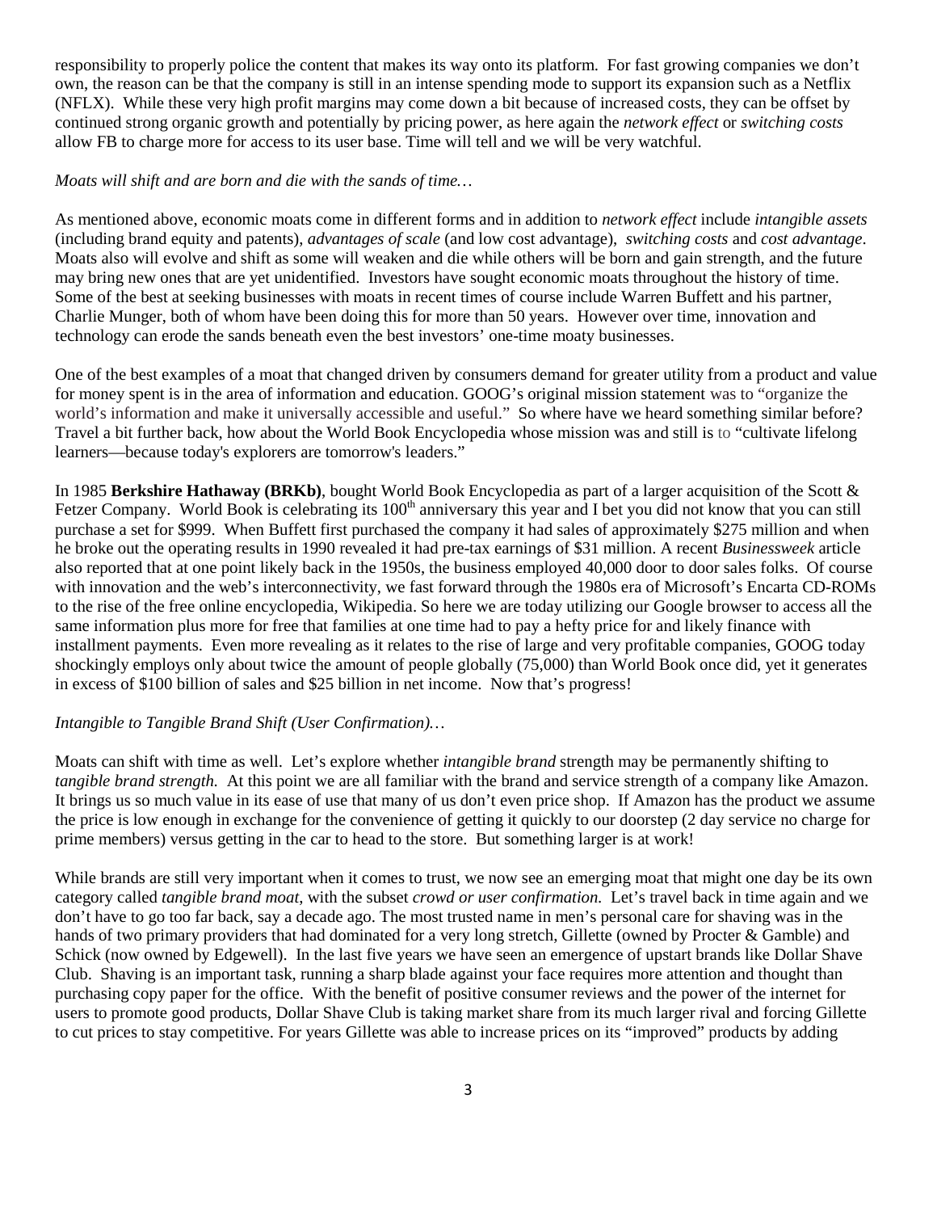responsibility to properly police the content that makes its way onto its platform. For fast growing companies we don't own, the reason can be that the company is still in an intense spending mode to support its expansion such as a Netflix (NFLX). While these very high profit margins may come down a bit because of increased costs, they can be offset by continued strong organic growth and potentially by pricing power, as here again the *network effect* or *switching costs* allow FB to charge more for access to its user base. Time will tell and we will be very watchful.

*Moats will shift and are born and die with the sands of time…*

As mentioned above, economic moats come in different forms and in addition to *network effect* include *intangible assets* (including brand equity and patents), *advantages of scale* (and low cost advantage), *switching costs* and *cost advantage*. Moats also will evolve and shift as some will weaken and die while others will be born and gain strength, and the future may bring new ones that are yet unidentified. Investors have sought economic moats throughout the history of time. Some of the best at seeking businesses with moats in recent times of course include Warren Buffett and his partner, Charlie Munger, both of whom have been doing this for more than 50 years. However over time, innovation and technology can erode the sands beneath even the best investors' one-time moaty businesses.

One of the best examples of a moat that changed driven by consumers demand for greater utility from a product and value for money spent is in the area of information and education. GOOG's original mission statement was to "organize the world's information and make it universally accessible and useful." So where have we heard something similar before? Travel a bit further back, how about the World Book Encyclopedia whose mission was and still is to "cultivate lifelong learners—because today's explorers are tomorrow's leaders."

In 1985 **Berkshire Hathaway (BRKb)**, bought World Book Encyclopedia as part of a larger acquisition of the Scott & Fetzer Company. World Book is celebrating its 100th anniversary this year and I bet you did not know that you can still purchase a set for $999. When Buffett first purchased the company it had sales of approximately $275 million and when he broke out the operating results in 1990 revealed it had pre-tax earnings of $31 million. A recent *Businessweek* article also reported that at one point likely back in the 1950s, the business employed 40,000 door to door sales folks. Of course with innovation and the web's interconnectivity, we fast forward through the 1980s era of Microsoft's Encarta CD-ROMs to the rise of the free online encyclopedia, Wikipedia. So here we are today utilizing our Google browser to access all the same information plus more for free that families at one time had to pay a hefty price for and likely finance with installment payments. Even more revealing as it relates to the rise of large and very profitable companies, GOOG today shockingly employs only about twice the amount of people globally (75,000) than World Book once did, yet it generates in excess of $100 billion of sales and $25 billion in net income. Now that's progress!

*Intangible to Tangible Brand Shift (User Confirmation)…*

Moats can shift with time as well. Let's explore whether *intangible brand* strength may be permanently shifting to *tangible brand strength.* At this point we are all familiar with the brand and service strength of a company like Amazon. It brings us so much value in its ease of use that many of us don't even price shop. If Amazon has the product we assume the price is low enough in exchange for the convenience of getting it quickly to our doorstep (2 day service no charge for prime members) versus getting in the car to head to the store. But something larger is at work!

While brands are still very important when it comes to trust, we now see an emerging moat that might one day be its own category called *tangible brand moat*, with the subset *crowd or user confirmation.* Let's travel back in time again and we don't have to go too far back, say a decade ago. The most trusted name in men's personal care for shaving was in the hands of two primary providers that had dominated for a very long stretch, Gillette (owned by Procter & Gamble) and Schick (now owned by Edgewell). In the last five years we have seen an emergence of upstart brands like Dollar Shave Club. Shaving is an important task, running a sharp blade against your face requires more attention and thought than purchasing copy paper for the office. With the benefit of positive consumer reviews and the power of the internet for users to promote good products, Dollar Shave Club is taking market share from its much larger rival and forcing Gillette to cut prices to stay competitive. For years Gillette was able to increase prices on its "improved" products by adding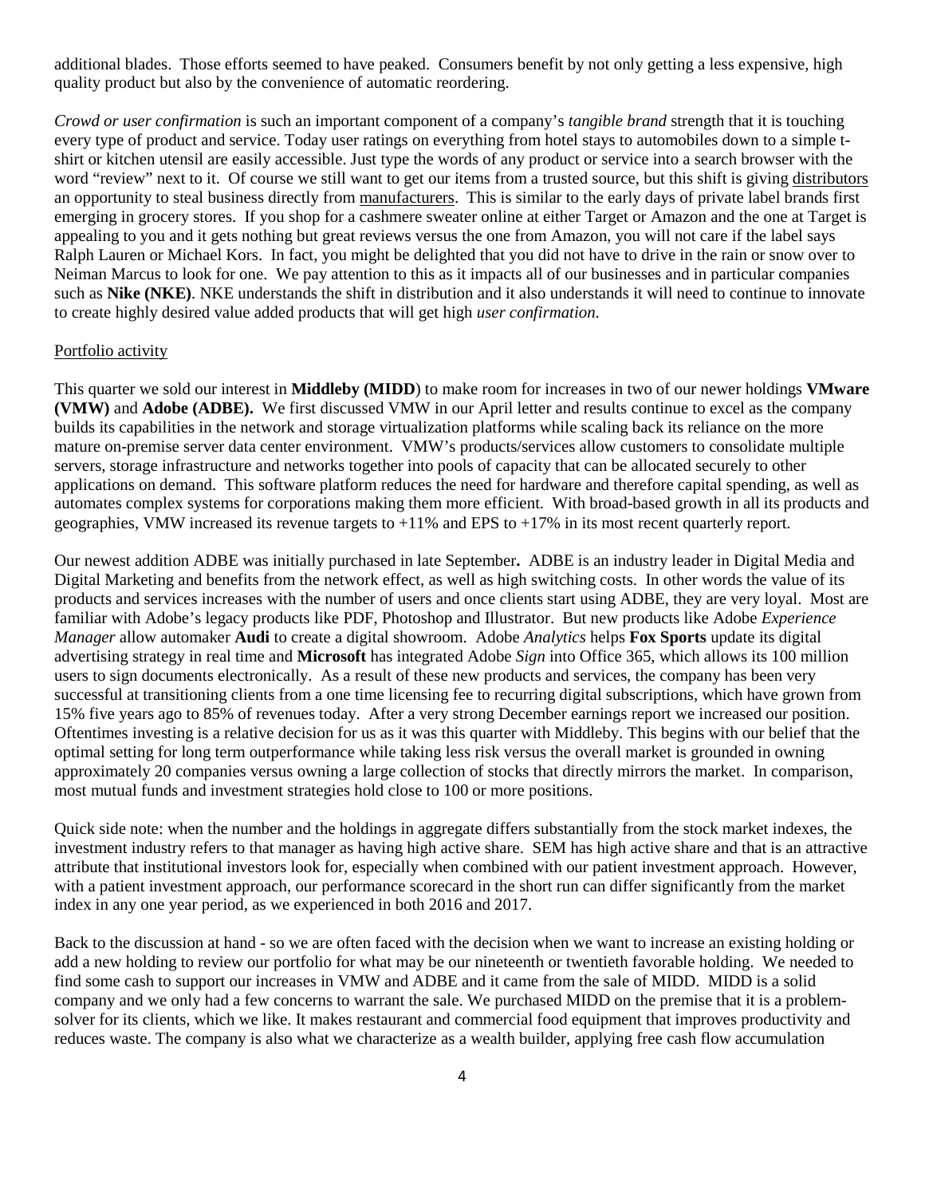additional blades. Those efforts seemed to have peaked. Consumers benefit by not only getting a less expensive, high quality product but also by the convenience of automatic reordering.

*Crowd or user confirmation* is such an important component of a company's *tangible brand* strength that it is touching every type of product and service. Today user ratings on everything from hotel stays to automobiles down to a simple t-shirt or kitchen utensil are easily accessible. Just type the words of any product or service into a search browser with the word "review" next to it. Of course we still want to get our items from a trusted source, but this shift is giving distributors an opportunity to steal business directly from manufacturers. This is similar to the early days of private label brands first emerging in grocery stores. If you shop for a cashmere sweater online at either Target or Amazon and the one at Target is appealing to you and it gets nothing but great reviews versus the one from Amazon, you will not care if the label says Ralph Lauren or Michael Kors. In fact, you might be delighted that you did not have to drive in the rain or snow over to Neiman Marcus to look for one. We pay attention to this as it impacts all of our businesses and in particular companies such as **Nike (NKE)**. NKE understands the shift in distribution and it also understands it will need to continue to innovate to create highly desired value added products that will get high *user confirmation*.

## Portfolio activity

This quarter we sold our interest in **Middleby (MIDD**) to make room for increases in two of our newer holdings **VMware (VMW)** and **Adobe (ADBE).** We first discussed VMW in our April letter and results continue to excel as the company builds its capabilities in the network and storage virtualization platforms while scaling back its reliance on the more mature on-premise server data center environment. VMW's products/services allow customers to consolidate multiple servers, storage infrastructure and networks together into pools of capacity that can be allocated securely to other applications on demand. This software platform reduces the need for hardware and therefore capital spending, as well as automates complex systems for corporations making them more efficient. With broad-based growth in all its products and geographies, VMW increased its revenue targets to +11% and EPS to +17% in its most recent quarterly report.

Our newest addition ADBE was initially purchased in late September**.** ADBE is an industry leader in Digital Media and Digital Marketing and benefits from the network effect, as well as high switching costs. In other words the value of its products and services increases with the number of users and once clients start using ADBE, they are very loyal. Most are familiar with Adobe's legacy products like PDF, Photoshop and Illustrator. But new products like Adobe *Experience Manager* allow automaker **Audi** to create a digital showroom. Adobe *Analytics* helps **Fox Sports** update its digital advertising strategy in real time and **Microsoft** has integrated Adobe *Sign* into Office 365, which allows its 100 million users to sign documents electronically. As a result of these new products and services, the company has been very successful at transitioning clients from a one time licensing fee to recurring digital subscriptions, which have grown from 15% five years ago to 85% of revenues today. After a very strong December earnings report we increased our position. Oftentimes investing is a relative decision for us as it was this quarter with Middleby. This begins with our belief that the optimal setting for long term outperformance while taking less risk versus the overall market is grounded in owning approximately 20 companies versus owning a large collection of stocks that directly mirrors the market. In comparison, most mutual funds and investment strategies hold close to 100 or more positions.

Quick side note: when the number and the holdings in aggregate differs substantially from the stock market indexes, the investment industry refers to that manager as having high active share. SEM has high active share and that is an attractive attribute that institutional investors look for, especially when combined with our patient investment approach. However, with a patient investment approach, our performance scorecard in the short run can differ significantly from the market index in any one year period, as we experienced in both 2016 and 2017.

Back to the discussion at hand - so we are often faced with the decision when we want to increase an existing holding or add a new holding to review our portfolio for what may be our nineteenth or twentieth favorable holding. We needed to find some cash to support our increases in VMW and ADBE and it came from the sale of MIDD. MIDD is a solid company and we only had a few concerns to warrant the sale. We purchased MIDD on the premise that it is a problem-solver for its clients, which we like. It makes restaurant and commercial food equipment that improves productivity and reduces waste. The company is also what we characterize as a wealth builder, applying free cash flow accumulation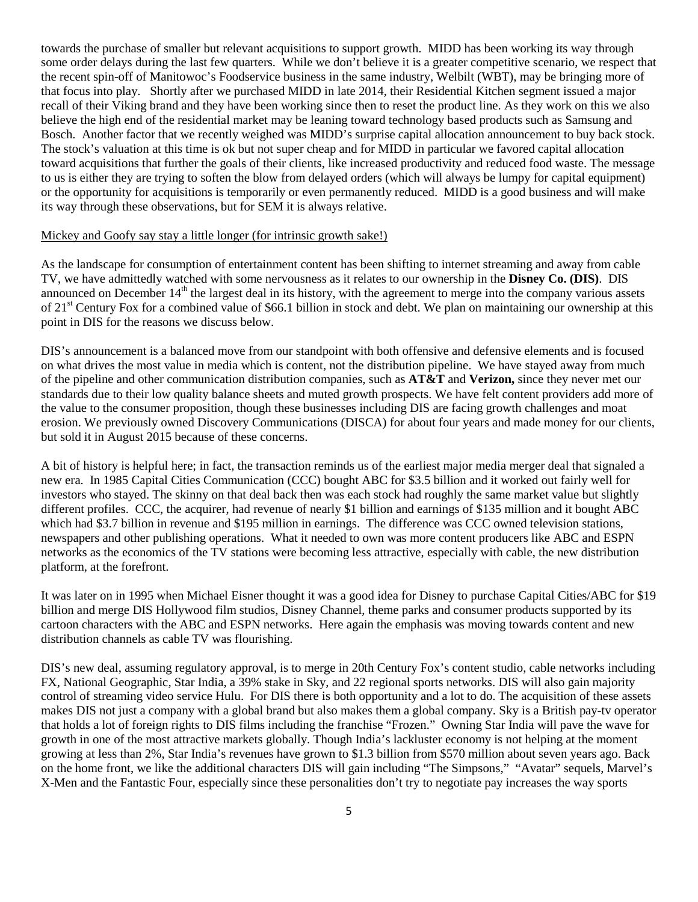towards the purchase of smaller but relevant acquisitions to support growth. MIDD has been working its way through some order delays during the last few quarters. While we don't believe it is a greater competitive scenario, we respect that the recent spin-off of Manitowoc's Foodservice business in the same industry, Welbilt (WBT), may be bringing more of that focus into play. Shortly after we purchased MIDD in late 2014, their Residential Kitchen segment issued a major recall of their Viking brand and they have been working since then to reset the product line. As they work on this we also believe the high end of the residential market may be leaning toward technology based products such as Samsung and Bosch. Another factor that we recently weighed was MIDD's surprise capital allocation announcement to buy back stock. The stock's valuation at this time is ok but not super cheap and for MIDD in particular we favored capital allocation toward acquisitions that further the goals of their clients, like increased productivity and reduced food waste. The message to us is either they are trying to soften the blow from delayed orders (which will always be lumpy for capital equipment) or the opportunity for acquisitions is temporarily or even permanently reduced. MIDD is a good business and will make its way through these observations, but for SEM it is always relative.

Mickey and Goofy say stay a little longer (for intrinsic growth sake!)

As the landscape for consumption of entertainment content has been shifting to internet streaming and away from cable TV, we have admittedly watched with some nervousness as it relates to our ownership in the **Disney Co. (DIS)**. DIS announced on December 14th the largest deal in its history, with the agreement to merge into the company various assets of 21st Century Fox for a combined value of $66.1 billion in stock and debt. We plan on maintaining our ownership at this point in DIS for the reasons we discuss below.

DIS's announcement is a balanced move from our standpoint with both offensive and defensive elements and is focused on what drives the most value in media which is content, not the distribution pipeline. We have stayed away from much of the pipeline and other communication distribution companies, such as **AT&T** and **Verizon,** since they never met our standards due to their low quality balance sheets and muted growth prospects. We have felt content providers add more of the value to the consumer proposition, though these businesses including DIS are facing growth challenges and moat erosion. We previously owned Discovery Communications (DISCA) for about four years and made money for our clients, but sold it in August 2015 because of these concerns.

A bit of history is helpful here; in fact, the transaction reminds us of the earliest major media merger deal that signaled a new era. In 1985 Capital Cities Communication (CCC) bought ABC for $3.5 billion and it worked out fairly well for investors who stayed. The skinny on that deal back then was each stock had roughly the same market value but slightly different profiles. CCC, the acquirer, had revenue of nearly $1 billion and earnings of $135 million and it bought ABC which had $3.7 billion in revenue and $195 million in earnings. The difference was CCC owned television stations, newspapers and other publishing operations. What it needed to own was more content producers like ABC and ESPN networks as the economics of the TV stations were becoming less attractive, especially with cable, the new distribution platform, at the forefront.

It was later on in 1995 when Michael Eisner thought it was a good idea for Disney to purchase Capital Cities/ABC for $19 billion and merge DIS Hollywood film studios, Disney Channel, theme parks and consumer products supported by its cartoon characters with the ABC and ESPN networks. Here again the emphasis was moving towards content and new distribution channels as cable TV was flourishing.

DIS's new deal, assuming regulatory approval, is to merge in 20th Century Fox's content studio, cable networks including FX, National Geographic, Star India, a 39% stake in Sky, and 22 regional sports networks. DIS will also gain majority control of streaming video service Hulu. For DIS there is both opportunity and a lot to do. The acquisition of these assets makes DIS not just a company with a global brand but also makes them a global company. Sky is a British pay-tv operator that holds a lot of foreign rights to DIS films including the franchise "Frozen." Owning Star India will pave the wave for growth in one of the most attractive markets globally. Though India's lackluster economy is not helping at the moment growing at less than 2%, Star India's revenues have grown to $1.3 billion from $570 million about seven years ago. Back on the home front, we like the additional characters DIS will gain including "The Simpsons," "Avatar" sequels, Marvel's X-Men and the Fantastic Four, especially since these personalities don't try to negotiate pay increases the way sports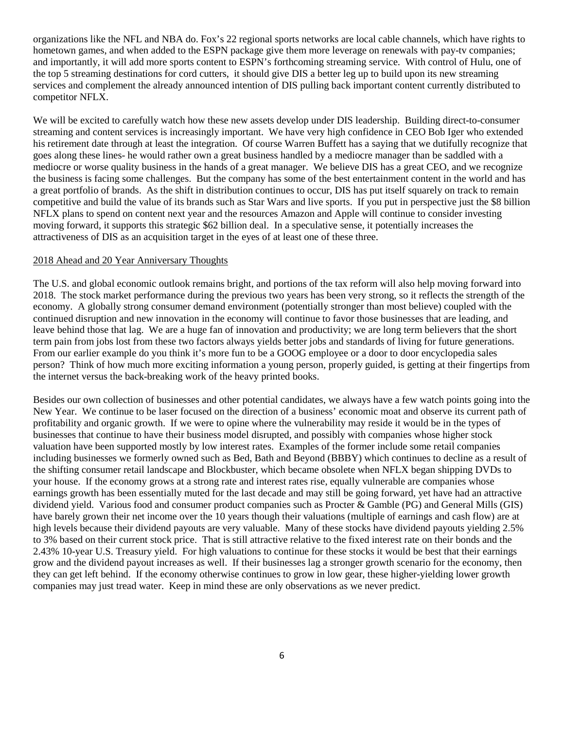organizations like the NFL and NBA do. Fox's 22 regional sports networks are local cable channels, which have rights to hometown games, and when added to the ESPN package give them more leverage on renewals with pay-tv companies; and importantly, it will add more sports content to ESPN's forthcoming streaming service. With control of Hulu, one of the top 5 streaming destinations for cord cutters, it should give DIS a better leg up to build upon its new streaming services and complement the already announced intention of DIS pulling back important content currently distributed to competitor NFLX.

We will be excited to carefully watch how these new assets develop under DIS leadership. Building direct-to-consumer streaming and content services is increasingly important. We have very high confidence in CEO Bob Iger who extended his retirement date through at least the integration. Of course Warren Buffett has a saying that we dutifully recognize that goes along these lines- he would rather own a great business handled by a mediocre manager than be saddled with a mediocre or worse quality business in the hands of a great manager. We believe DIS has a great CEO, and we recognize the business is facing some challenges. But the company has some of the best entertainment content in the world and has a great portfolio of brands. As the shift in distribution continues to occur, DIS has put itself squarely on track to remain competitive and build the value of its brands such as Star Wars and live sports. If you put in perspective just the $8 billion NFLX plans to spend on content next year and the resources Amazon and Apple will continue to consider investing moving forward, it supports this strategic $62 billion deal. In a speculative sense, it potentially increases the attractiveness of DIS as an acquisition target in the eyes of at least one of these three.

## 2018 Ahead and 20 Year Anniversary Thoughts

The U.S. and global economic outlook remains bright, and portions of the tax reform will also help moving forward into 2018. The stock market performance during the previous two years has been very strong, so it reflects the strength of the economy. A globally strong consumer demand environment (potentially stronger than most believe) coupled with the continued disruption and new innovation in the economy will continue to favor those businesses that are leading, and leave behind those that lag. We are a huge fan of innovation and productivity; we are long term believers that the short term pain from jobs lost from these two factors always yields better jobs and standards of living for future generations. From our earlier example do you think it's more fun to be a GOOG employee or a door to door encyclopedia sales person? Think of how much more exciting information a young person, properly guided, is getting at their fingertips from the internet versus the back-breaking work of the heavy printed books.

Besides our own collection of businesses and other potential candidates, we always have a few watch points going into the New Year. We continue to be laser focused on the direction of a business' economic moat and observe its current path of profitability and organic growth. If we were to opine where the vulnerability may reside it would be in the types of businesses that continue to have their business model disrupted, and possibly with companies whose higher stock valuation have been supported mostly by low interest rates. Examples of the former include some retail companies including businesses we formerly owned such as Bed, Bath and Beyond (BBBY) which continues to decline as a result of the shifting consumer retail landscape and Blockbuster, which became obsolete when NFLX began shipping DVDs to your house. If the economy grows at a strong rate and interest rates rise, equally vulnerable are companies whose earnings growth has been essentially muted for the last decade and may still be going forward, yet have had an attractive dividend yield. Various food and consumer product companies such as Procter & Gamble (PG) and General Mills (GIS) have barely grown their net income over the 10 years though their valuations (multiple of earnings and cash flow) are at high levels because their dividend payouts are very valuable. Many of these stocks have dividend payouts yielding 2.5% to 3% based on their current stock price. That is still attractive relative to the fixed interest rate on their bonds and the 2.43% 10-year U.S. Treasury yield. For high valuations to continue for these stocks it would be best that their earnings grow and the dividend payout increases as well. If their businesses lag a stronger growth scenario for the economy, then they can get left behind. If the economy otherwise continues to grow in low gear, these higher-yielding lower growth companies may just tread water. Keep in mind these are only observations as we never predict.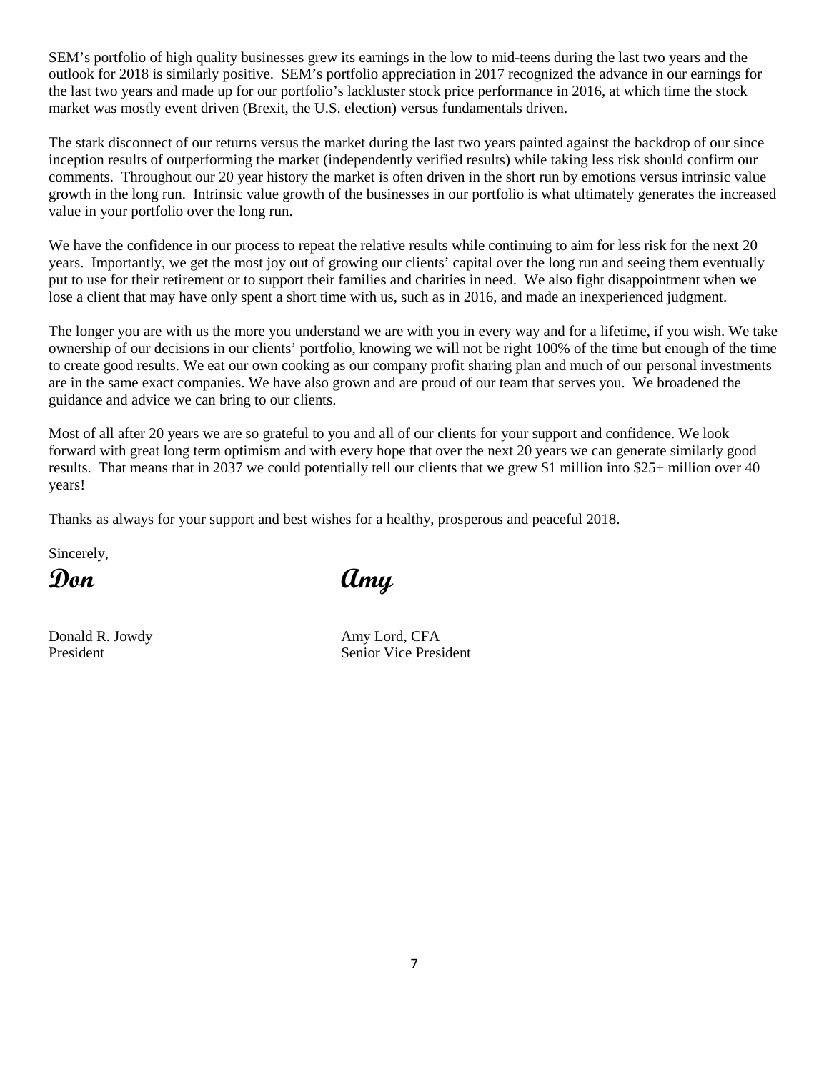SEM's portfolio of high quality businesses grew its earnings in the low to mid-teens during the last two years and the outlook for 2018 is similarly positive. SEM's portfolio appreciation in 2017 recognized the advance in our earnings for the last two years and made up for our portfolio's lackluster stock price performance in 2016, at which time the stock market was mostly event driven (Brexit, the U.S. election) versus fundamentals driven.

The stark disconnect of our returns versus the market during the last two years painted against the backdrop of our since inception results of outperforming the market (independently verified results) while taking less risk should confirm our comments. Throughout our 20 year history the market is often driven in the short run by emotions versus intrinsic value growth in the long run. Intrinsic value growth of the businesses in our portfolio is what ultimately generates the increased value in your portfolio over the long run.

We have the confidence in our process to repeat the relative results while continuing to aim for less risk for the next 20 years. Importantly, we get the most joy out of growing our clients' capital over the long run and seeing them eventually put to use for their retirement or to support their families and charities in need. We also fight disappointment when we lose a client that may have only spent a short time with us, such as in 2016, and made an inexperienced judgment.

The longer you are with us the more you understand we are with you in every way and for a lifetime, if you wish. We take ownership of our decisions in our clients' portfolio, knowing we will not be right 100% of the time but enough of the time to create good results. We eat our own cooking as our company profit sharing plan and much of our personal investments are in the same exact companies. We have also grown and are proud of our team that serves you. We broadened the guidance and advice we can bring to our clients.

Most of all after 20 years we are so grateful to you and all of our clients for your support and confidence. We look forward with great long term optimism and with every hope that over the next 20 years we can generate similarly good results. That means that in 2037 we could potentially tell our clients that we grew $1 million into $25+ million over 40 years!

Thanks as always for your support and best wishes for a healthy, prosperous and peaceful 2018.

Sincerely,

**Don** **Amy**

Donald R. Jowdy
President

Amy Lord, CFA
Senior Vice President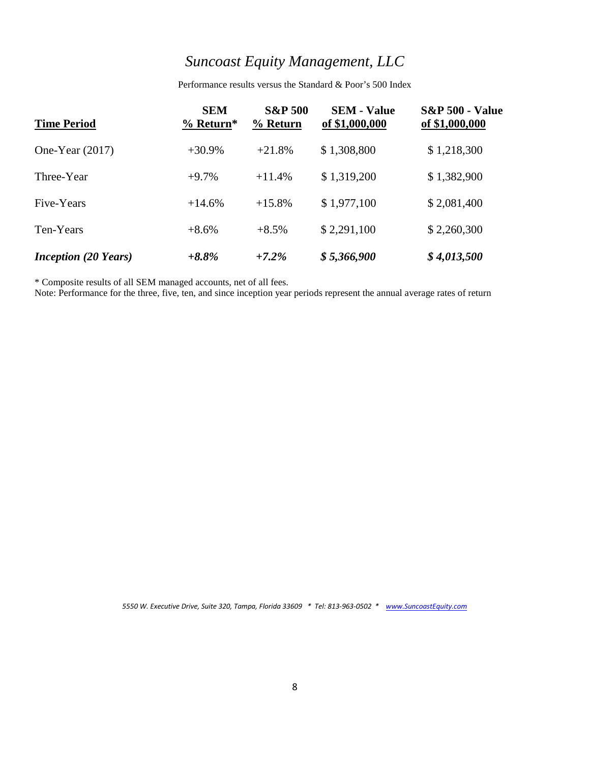# *Suncoast Equity Management, LLC*

Performance results versus the Standard & Poor's 500 Index

| Time Period | SEM % Return* | S&P 500 % Return | SEM - Value of $1,000,000 | S&P 500 - Value of $1,000,000 |
|---|---|---|---|---|
| One-Year (2017) | +30.9% | +21.8% | $ 1,308,800 | $ 1,218,300 |
| Three-Year | +9.7% | +11.4% | $ 1,319,200 | $ 1,382,900 |
| Five-Years | +14.6% | +15.8% | $ 1,977,100 | $ 2,081,400 |
| Ten-Years | +8.6% | +8.5% | $ 2,291,100 | $ 2,260,300 |
| ***Inception (20 Years)*** | ***+8.8%*** | ***+7.2%*** | ***$ 5,366,900*** | ***$ 4,013,500*** |

* Composite results of all SEM managed accounts, net of all fees.

Note: Performance for the three, five, ten, and since inception year periods represent the annual average rates of return

*5550 W. Executive Drive, Suite 320, Tampa, Florida 33609 * Tel: 813-963-0502 * www.SuncoastEquity.com*